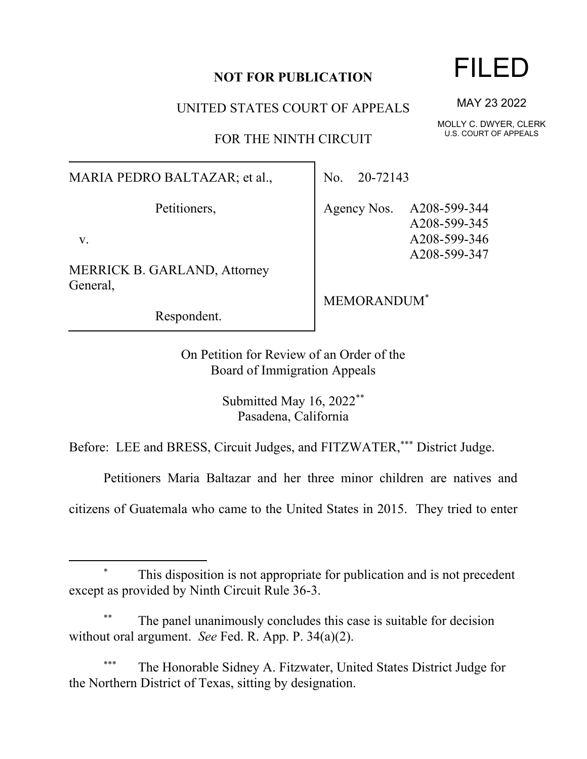**NOT FOR PUBLICATION**

FILED

MAY 23 2022

MOLLY C. DWYER, CLERK
U.S. COURT OF APPEALS

UNITED STATES COURT OF APPEALS

FOR THE NINTH CIRCUIT

| | |
|---|---|
| MARIA PEDRO BALTAZAR; et al.,<br><br>Petitioners,<br><br>v.<br><br>MERRICK B. GARLAND, Attorney General,<br><br>Respondent. | No. 20-72143<br><br>Agency Nos. A208-599-344<br>A208-599-345<br>A208-599-346<br>A208-599-347<br><br>MEMORANDUM* |

On Petition for Review of an Order of the
Board of Immigration Appeals

Submitted May 16, 2022**
Pasadena, California

Before: LEE and BRESS, Circuit Judges, and FITZWATER,*** District Judge.

Petitioners Maria Baltazar and her three minor children are natives and citizens of Guatemala who came to the United States in 2015. They tried to enter

---

\* This disposition is not appropriate for publication and is not precedent except as provided by Ninth Circuit Rule 36-3.

\** The panel unanimously concludes this case is suitable for decision without oral argument. *See* Fed. R. App. P. 34(a)(2).

\*** The Honorable Sidney A. Fitzwater, United States District Judge for the Northern District of Texas, sitting by designation.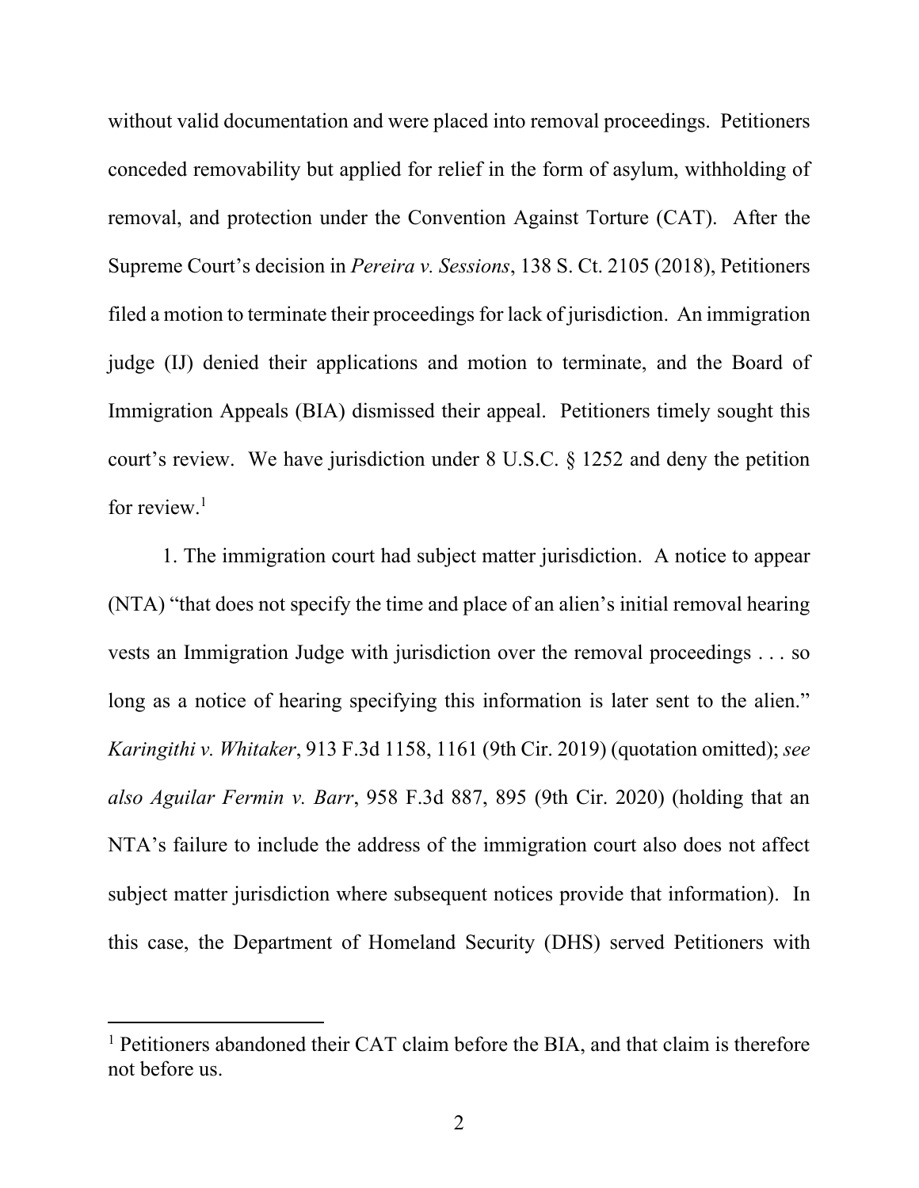without valid documentation and were placed into removal proceedings. Petitioners conceded removability but applied for relief in the form of asylum, withholding of removal, and protection under the Convention Against Torture (CAT). After the Supreme Court's decision in *Pereira v. Sessions*, 138 S. Ct. 2105 (2018), Petitioners filed a motion to terminate their proceedings for lack of jurisdiction. An immigration judge (IJ) denied their applications and motion to terminate, and the Board of Immigration Appeals (BIA) dismissed their appeal. Petitioners timely sought this court's review. We have jurisdiction under 8 U.S.C. § 1252 and deny the petition for review.[1]

1. The immigration court had subject matter jurisdiction. A notice to appear (NTA) "that does not specify the time and place of an alien's initial removal hearing vests an Immigration Judge with jurisdiction over the removal proceedings . . . so long as a notice of hearing specifying this information is later sent to the alien." *Karingithi v. Whitaker*, 913 F.3d 1158, 1161 (9th Cir. 2019) (quotation omitted); *see also Aguilar Fermin v. Barr*, 958 F.3d 887, 895 (9th Cir. 2020) (holding that an NTA's failure to include the address of the immigration court also does not affect subject matter jurisdiction where subsequent notices provide that information). In this case, the Department of Homeland Security (DHS) served Petitioners with

[1] Petitioners abandoned their CAT claim before the BIA, and that claim is therefore not before us.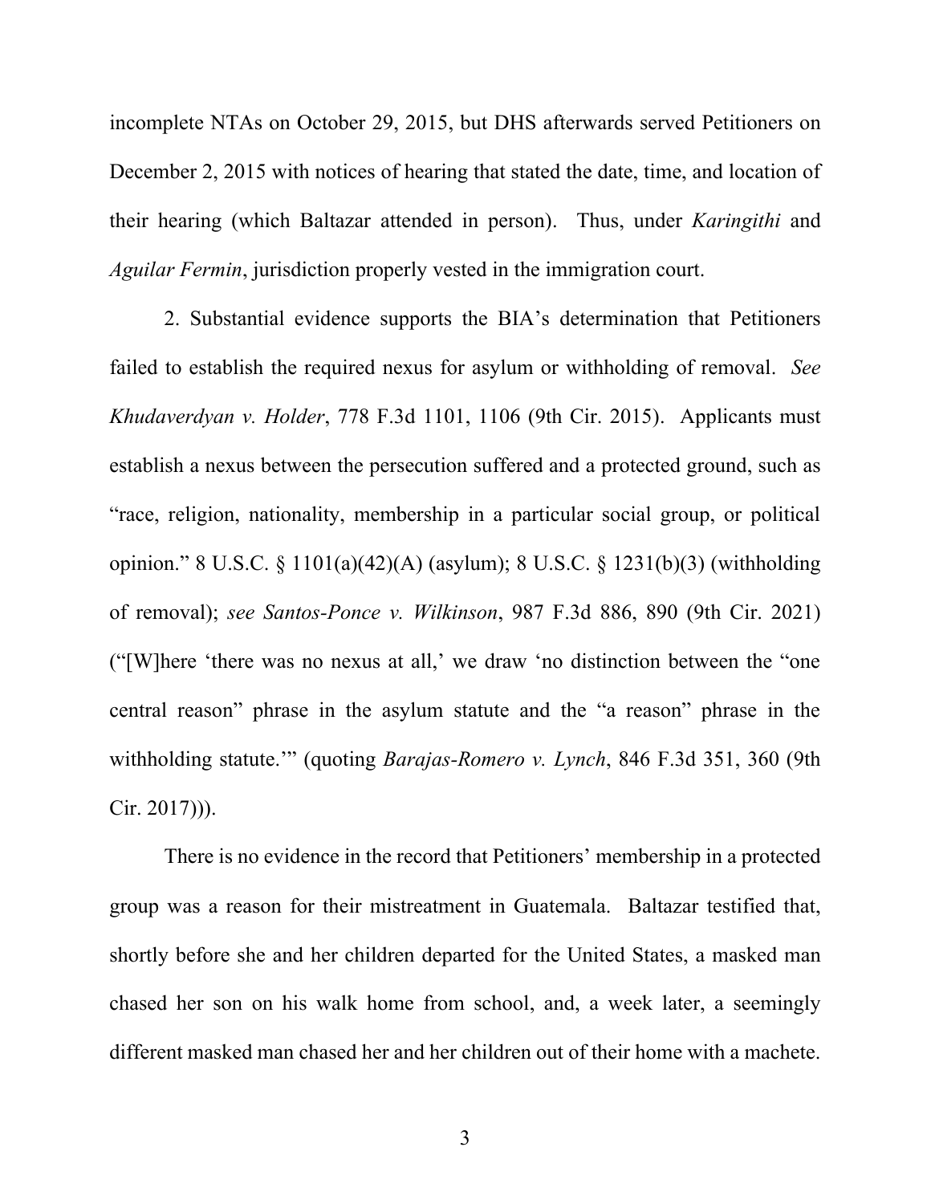incomplete NTAs on October 29, 2015, but DHS afterwards served Petitioners on December 2, 2015 with notices of hearing that stated the date, time, and location of their hearing (which Baltazar attended in person). Thus, under *Karingithi* and *Aguilar Fermin*, jurisdiction properly vested in the immigration court.

2. Substantial evidence supports the BIA's determination that Petitioners failed to establish the required nexus for asylum or withholding of removal. *See Khudaverdyan v. Holder*, 778 F.3d 1101, 1106 (9th Cir. 2015). Applicants must establish a nexus between the persecution suffered and a protected ground, such as "race, religion, nationality, membership in a particular social group, or political opinion." 8 U.S.C. § 1101(a)(42)(A) (asylum); 8 U.S.C. § 1231(b)(3) (withholding of removal); *see Santos-Ponce v. Wilkinson*, 987 F.3d 886, 890 (9th Cir. 2021) ("[W]here 'there was no nexus at all,' we draw 'no distinction between the "one central reason" phrase in the asylum statute and the "a reason" phrase in the withholding statute.'" (quoting *Barajas-Romero v. Lynch*, 846 F.3d 351, 360 (9th Cir. 2017))).

There is no evidence in the record that Petitioners' membership in a protected group was a reason for their mistreatment in Guatemala. Baltazar testified that, shortly before she and her children departed for the United States, a masked man chased her son on his walk home from school, and, a week later, a seemingly different masked man chased her and her children out of their home with a machete.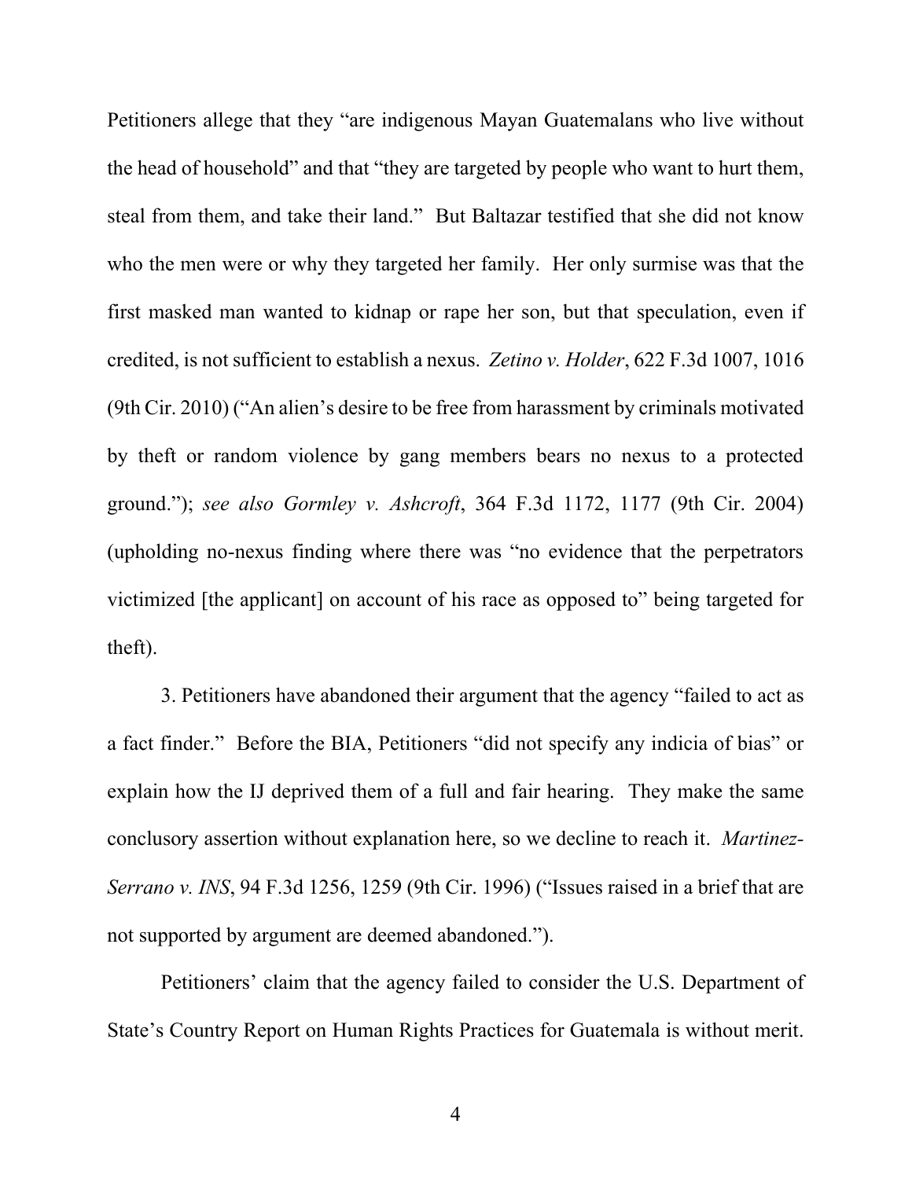Petitioners allege that they "are indigenous Mayan Guatemalans who live without the head of household" and that "they are targeted by people who want to hurt them, steal from them, and take their land." But Baltazar testified that she did not know who the men were or why they targeted her family. Her only surmise was that the first masked man wanted to kidnap or rape her son, but that speculation, even if credited, is not sufficient to establish a nexus. *Zetino v. Holder*, 622 F.3d 1007, 1016 (9th Cir. 2010) ("An alien's desire to be free from harassment by criminals motivated by theft or random violence by gang members bears no nexus to a protected ground."); *see also Gormley v. Ashcroft*, 364 F.3d 1172, 1177 (9th Cir. 2004) (upholding no-nexus finding where there was "no evidence that the perpetrators victimized [the applicant] on account of his race as opposed to" being targeted for theft).

3. Petitioners have abandoned their argument that the agency "failed to act as a fact finder." Before the BIA, Petitioners "did not specify any indicia of bias" or explain how the IJ deprived them of a full and fair hearing. They make the same conclusory assertion without explanation here, so we decline to reach it. *Martinez-Serrano v. INS*, 94 F.3d 1256, 1259 (9th Cir. 1996) ("Issues raised in a brief that are not supported by argument are deemed abandoned.").

Petitioners' claim that the agency failed to consider the U.S. Department of State's Country Report on Human Rights Practices for Guatemala is without merit.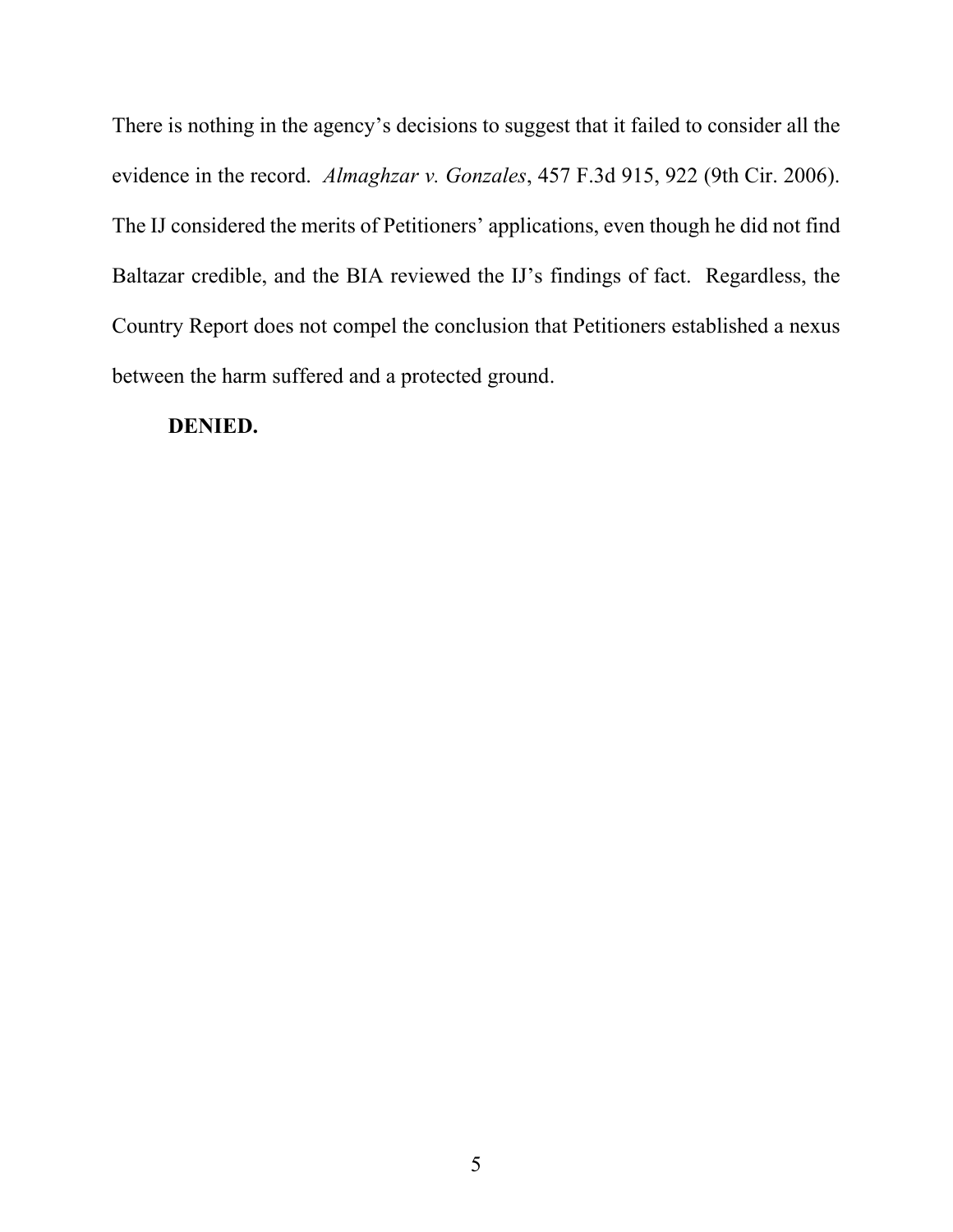There is nothing in the agency's decisions to suggest that it failed to consider all the evidence in the record. *Almaghzar v. Gonzales*, 457 F.3d 915, 922 (9th Cir. 2006). The IJ considered the merits of Petitioners' applications, even though he did not find Baltazar credible, and the BIA reviewed the IJ's findings of fact. Regardless, the Country Report does not compel the conclusion that Petitioners established a nexus between the harm suffered and a protected ground.

**DENIED.**